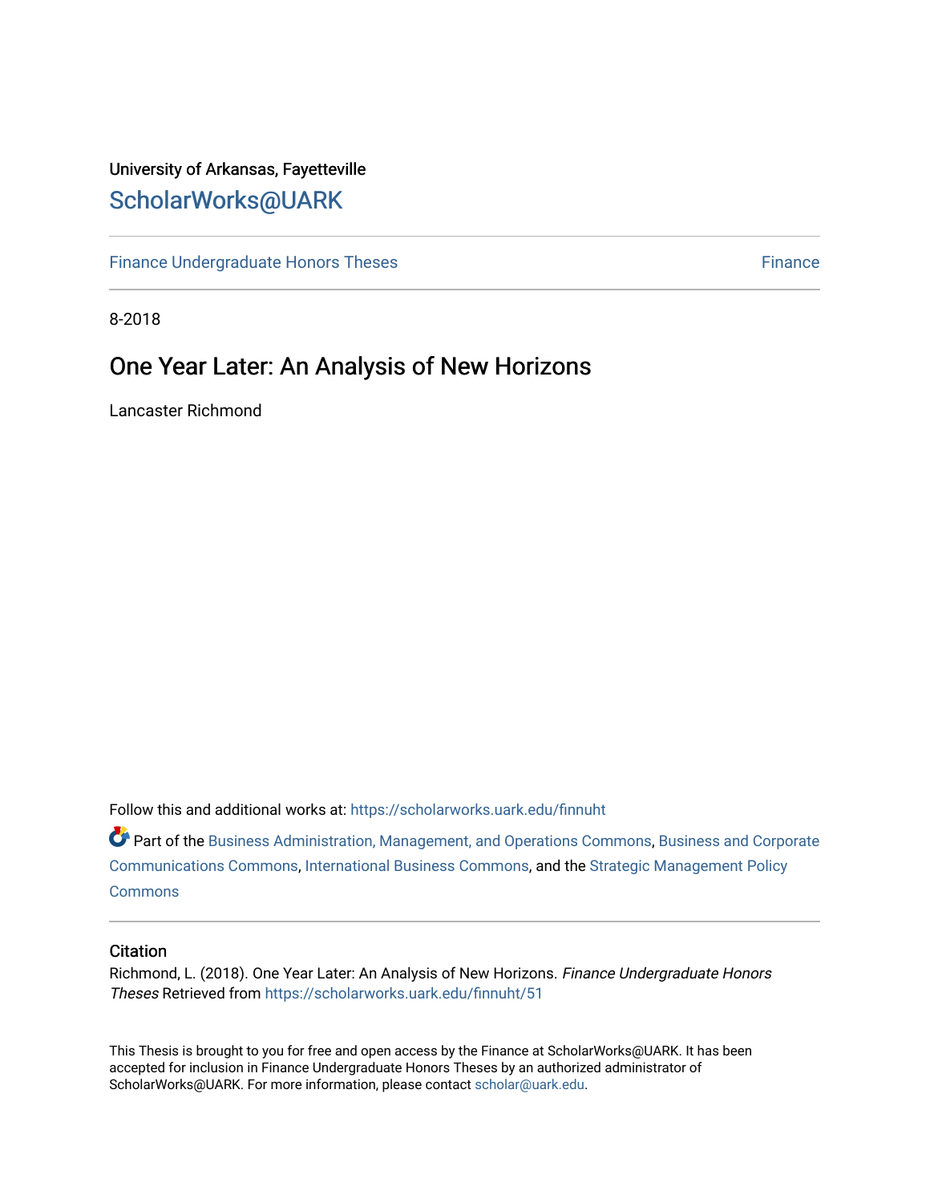University of Arkansas, Fayetteville

# ScholarWorks@UARK

Finance Undergraduate Honors Theses | Finance

8-2018

## One Year Later: An Analysis of New Horizons

Lancaster Richmond

Follow this and additional works at: https://scholarworks.uark.edu/finnuht

Part of the Business Administration, Management, and Operations Commons, Business and Corporate Communications Commons, International Business Commons, and the Strategic Management Policy Commons

### Citation

Richmond, L. (2018). One Year Later: An Analysis of New Horizons. *Finance Undergraduate Honors Theses* Retrieved from https://scholarworks.uark.edu/finnuht/51

This Thesis is brought to you for free and open access by the Finance at ScholarWorks@UARK. It has been accepted for inclusion in Finance Undergraduate Honors Theses by an authorized administrator of ScholarWorks@UARK. For more information, please contact scholar@uark.edu.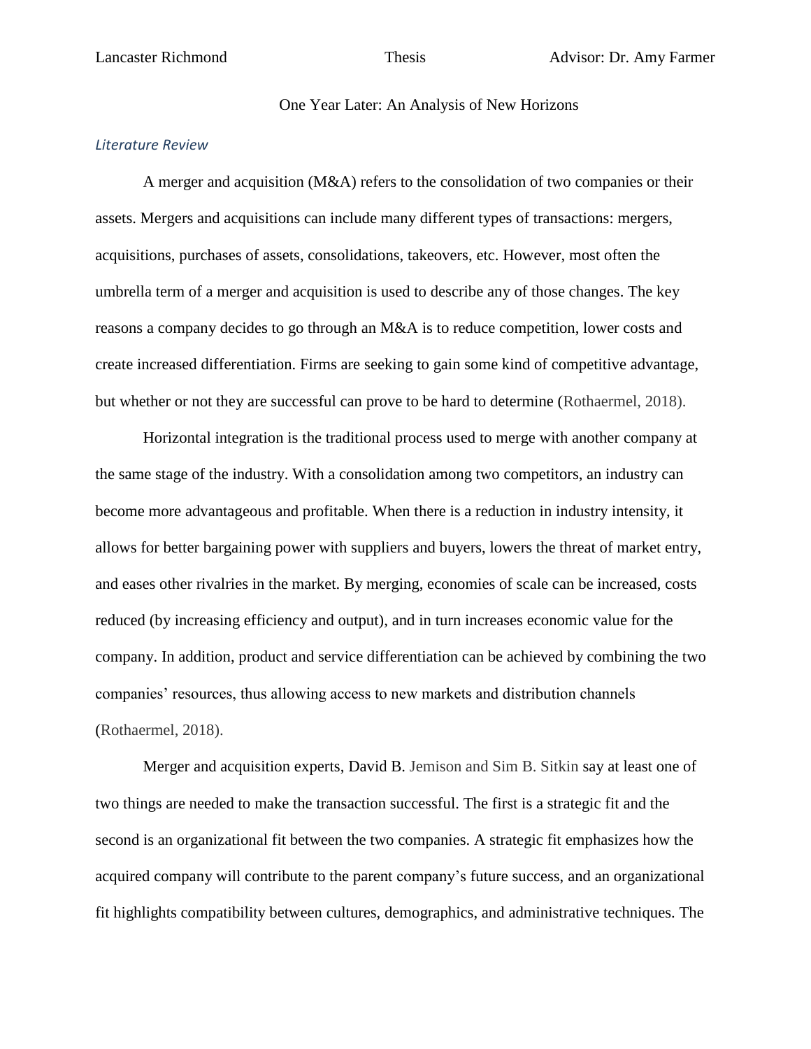One Year Later: An Analysis of New Horizons

*Literature Review*

A merger and acquisition (M&A) refers to the consolidation of two companies or their assets. Mergers and acquisitions can include many different types of transactions: mergers, acquisitions, purchases of assets, consolidations, takeovers, etc. However, most often the umbrella term of a merger and acquisition is used to describe any of those changes. The key reasons a company decides to go through an M&A is to reduce competition, lower costs and create increased differentiation. Firms are seeking to gain some kind of competitive advantage, but whether or not they are successful can prove to be hard to determine (Rothaermel, 2018).

Horizontal integration is the traditional process used to merge with another company at the same stage of the industry. With a consolidation among two competitors, an industry can become more advantageous and profitable. When there is a reduction in industry intensity, it allows for better bargaining power with suppliers and buyers, lowers the threat of market entry, and eases other rivalries in the market. By merging, economies of scale can be increased, costs reduced (by increasing efficiency and output), and in turn increases economic value for the company. In addition, product and service differentiation can be achieved by combining the two companies' resources, thus allowing access to new markets and distribution channels (Rothaermel, 2018).

Merger and acquisition experts, David B. Jemison and Sim B. Sitkin say at least one of two things are needed to make the transaction successful. The first is a strategic fit and the second is an organizational fit between the two companies. A strategic fit emphasizes how the acquired company will contribute to the parent company's future success, and an organizational fit highlights compatibility between cultures, demographics, and administrative techniques. The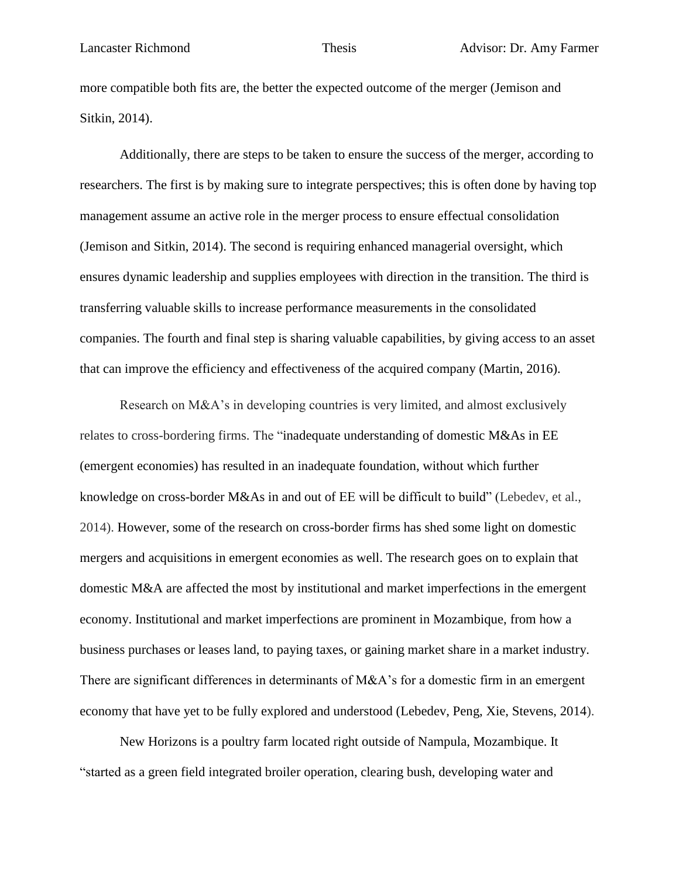more compatible both fits are, the better the expected outcome of the merger (Jemison and Sitkin, 2014).

Additionally, there are steps to be taken to ensure the success of the merger, according to researchers. The first is by making sure to integrate perspectives; this is often done by having top management assume an active role in the merger process to ensure effectual consolidation (Jemison and Sitkin, 2014). The second is requiring enhanced managerial oversight, which ensures dynamic leadership and supplies employees with direction in the transition. The third is transferring valuable skills to increase performance measurements in the consolidated companies. The fourth and final step is sharing valuable capabilities, by giving access to an asset that can improve the efficiency and effectiveness of the acquired company (Martin, 2016).

Research on M&A's in developing countries is very limited, and almost exclusively relates to cross-bordering firms. The "inadequate understanding of domestic M&As in EE (emergent economies) has resulted in an inadequate foundation, without which further knowledge on cross-border M&As in and out of EE will be difficult to build" (Lebedev, et al., 2014). However, some of the research on cross-border firms has shed some light on domestic mergers and acquisitions in emergent economies as well. The research goes on to explain that domestic M&A are affected the most by institutional and market imperfections in the emergent economy. Institutional and market imperfections are prominent in Mozambique, from how a business purchases or leases land, to paying taxes, or gaining market share in a market industry. There are significant differences in determinants of M&A's for a domestic firm in an emergent economy that have yet to be fully explored and understood (Lebedev, Peng, Xie, Stevens, 2014).

New Horizons is a poultry farm located right outside of Nampula, Mozambique. It "started as a green field integrated broiler operation, clearing bush, developing water and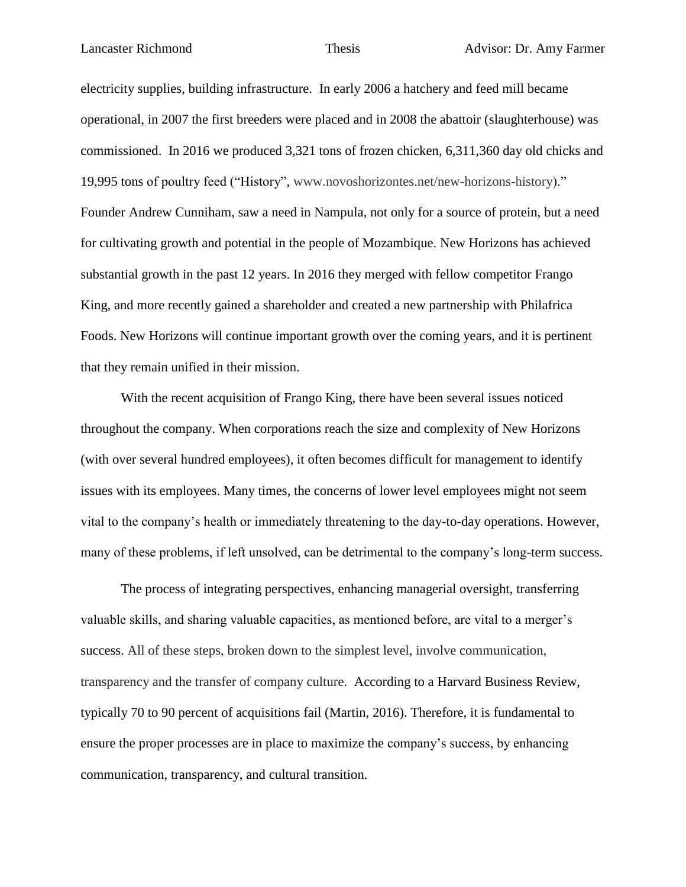electricity supplies, building infrastructure. In early 2006 a hatchery and feed mill became operational, in 2007 the first breeders were placed and in 2008 the abattoir (slaughterhouse) was commissioned. In 2016 we produced 3,321 tons of frozen chicken, 6,311,360 day old chicks and 19,995 tons of poultry feed ("History", www.novoshorizontes.net/new-horizons-history)." Founder Andrew Cunniham, saw a need in Nampula, not only for a source of protein, but a need for cultivating growth and potential in the people of Mozambique. New Horizons has achieved substantial growth in the past 12 years. In 2016 they merged with fellow competitor Frango King, and more recently gained a shareholder and created a new partnership with Philafrica Foods. New Horizons will continue important growth over the coming years, and it is pertinent that they remain unified in their mission.

With the recent acquisition of Frango King, there have been several issues noticed throughout the company. When corporations reach the size and complexity of New Horizons (with over several hundred employees), it often becomes difficult for management to identify issues with its employees. Many times, the concerns of lower level employees might not seem vital to the company's health or immediately threatening to the day-to-day operations. However, many of these problems, if left unsolved, can be detrimental to the company's long-term success.

The process of integrating perspectives, enhancing managerial oversight, transferring valuable skills, and sharing valuable capacities, as mentioned before, are vital to a merger's success. All of these steps, broken down to the simplest level, involve communication, transparency and the transfer of company culture. According to a Harvard Business Review, typically 70 to 90 percent of acquisitions fail (Martin, 2016). Therefore, it is fundamental to ensure the proper processes are in place to maximize the company's success, by enhancing communication, transparency, and cultural transition.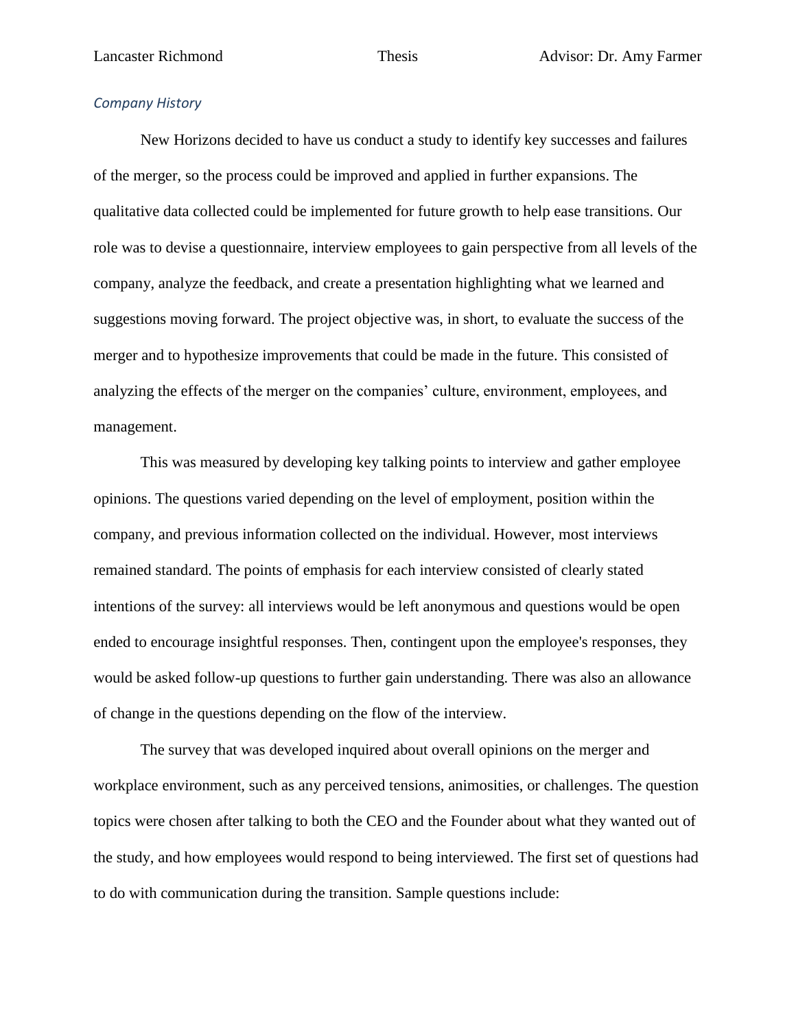### *Company History*

New Horizons decided to have us conduct a study to identify key successes and failures of the merger, so the process could be improved and applied in further expansions. The qualitative data collected could be implemented for future growth to help ease transitions. Our role was to devise a questionnaire, interview employees to gain perspective from all levels of the company, analyze the feedback, and create a presentation highlighting what we learned and suggestions moving forward. The project objective was, in short, to evaluate the success of the merger and to hypothesize improvements that could be made in the future. This consisted of analyzing the effects of the merger on the companies' culture, environment, employees, and management.

This was measured by developing key talking points to interview and gather employee opinions. The questions varied depending on the level of employment, position within the company, and previous information collected on the individual. However, most interviews remained standard. The points of emphasis for each interview consisted of clearly stated intentions of the survey: all interviews would be left anonymous and questions would be open ended to encourage insightful responses. Then, contingent upon the employee's responses, they would be asked follow-up questions to further gain understanding. There was also an allowance of change in the questions depending on the flow of the interview.

The survey that was developed inquired about overall opinions on the merger and workplace environment, such as any perceived tensions, animosities, or challenges. The question topics were chosen after talking to both the CEO and the Founder about what they wanted out of the study, and how employees would respond to being interviewed. The first set of questions had to do with communication during the transition. Sample questions include: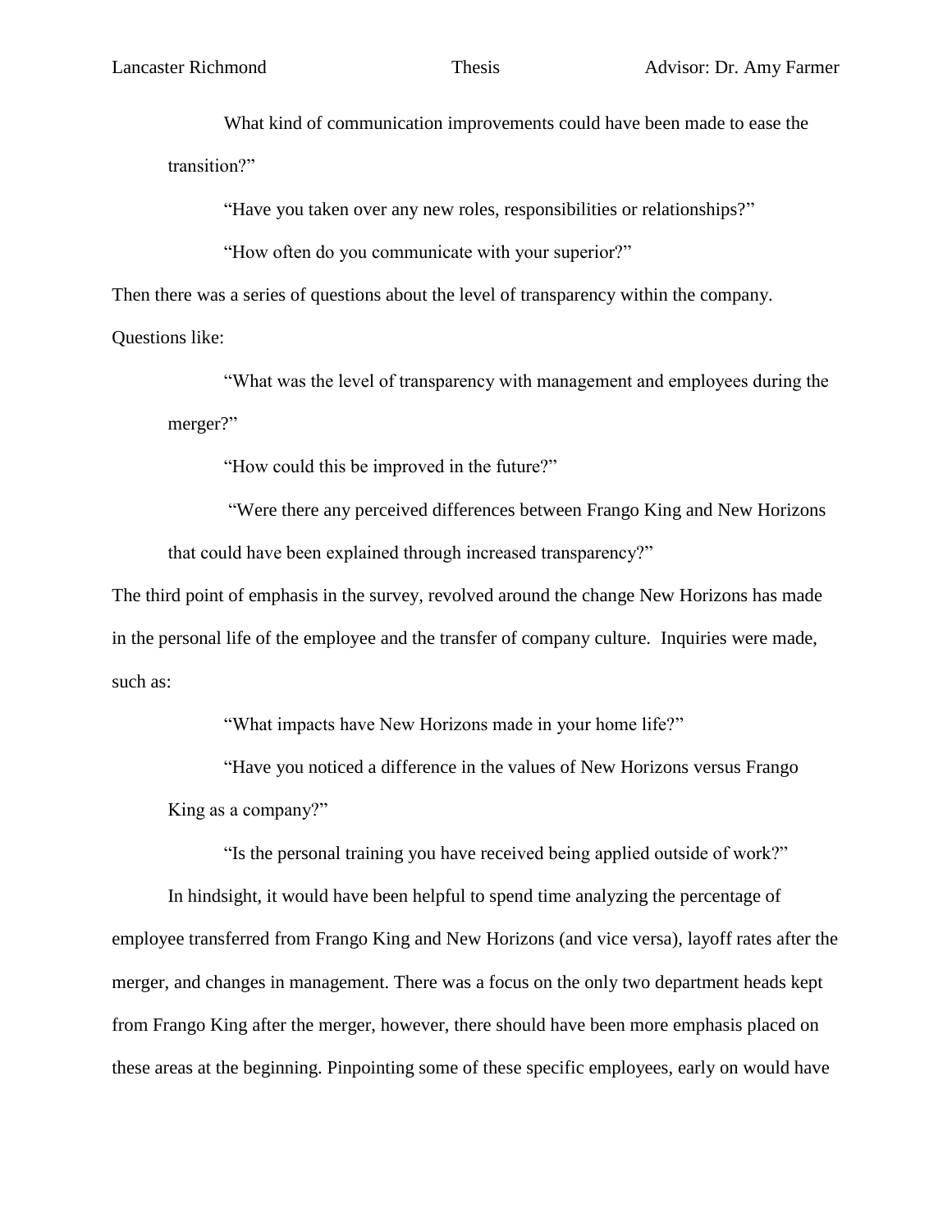What kind of communication improvements could have been made to ease the transition?"

"Have you taken over any new roles, responsibilities or relationships?"

"How often do you communicate with your superior?"

Then there was a series of questions about the level of transparency within the company. Questions like:

"What was the level of transparency with management and employees during the merger?"

"How could this be improved in the future?"

"Were there any perceived differences between Frango King and New Horizons that could have been explained through increased transparency?"

The third point of emphasis in the survey, revolved around the change New Horizons has made in the personal life of the employee and the transfer of company culture. Inquiries were made, such as:

"What impacts have New Horizons made in your home life?"

"Have you noticed a difference in the values of New Horizons versus Frango King as a company?"

"Is the personal training you have received being applied outside of work?"

In hindsight, it would have been helpful to spend time analyzing the percentage of employee transferred from Frango King and New Horizons (and vice versa), layoff rates after the merger, and changes in management. There was a focus on the only two department heads kept from Frango King after the merger, however, there should have been more emphasis placed on these areas at the beginning. Pinpointing some of these specific employees, early on would have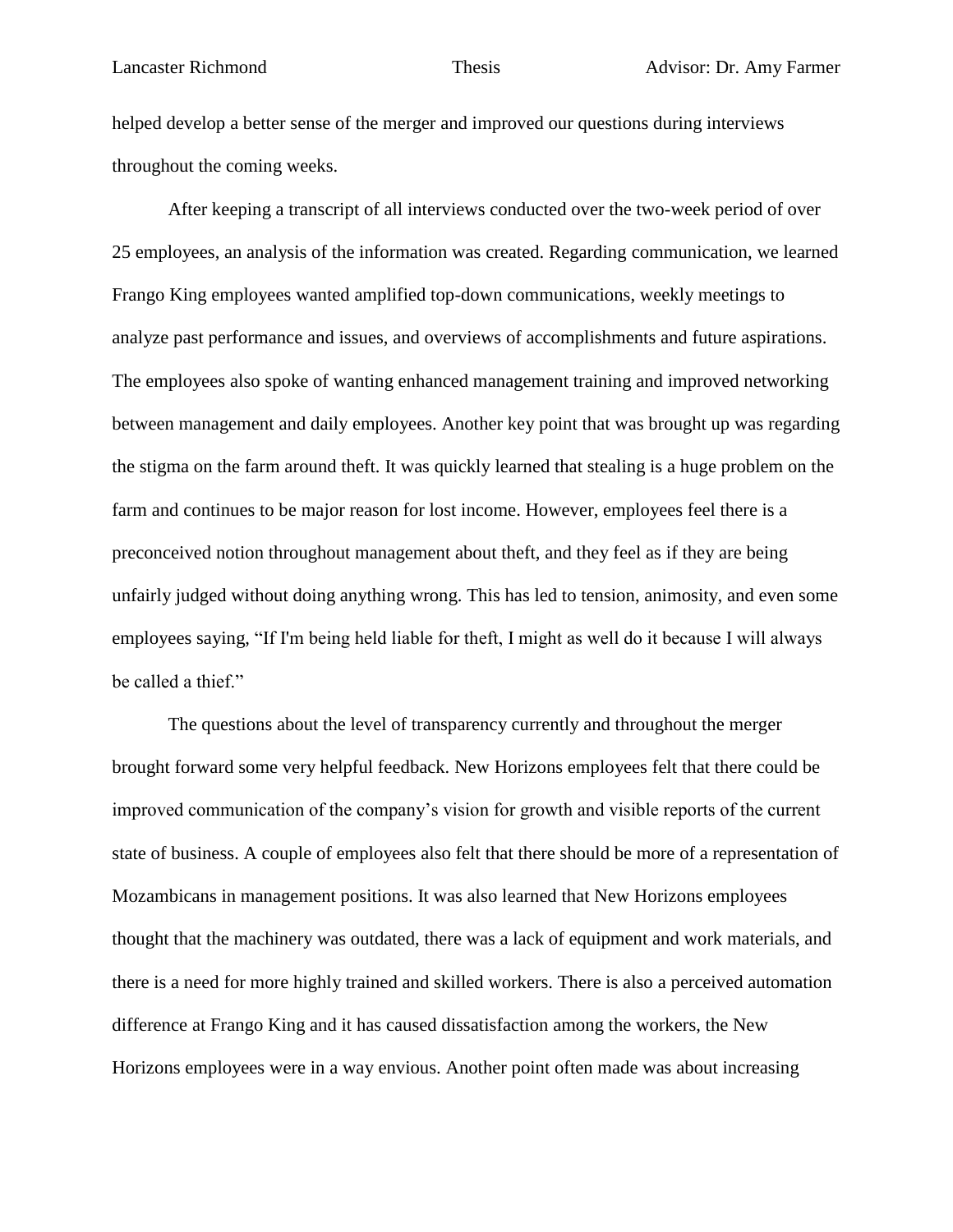helped develop a better sense of the merger and improved our questions during interviews throughout the coming weeks.

After keeping a transcript of all interviews conducted over the two-week period of over 25 employees, an analysis of the information was created. Regarding communication, we learned Frango King employees wanted amplified top-down communications, weekly meetings to analyze past performance and issues, and overviews of accomplishments and future aspirations. The employees also spoke of wanting enhanced management training and improved networking between management and daily employees. Another key point that was brought up was regarding the stigma on the farm around theft. It was quickly learned that stealing is a huge problem on the farm and continues to be major reason for lost income. However, employees feel there is a preconceived notion throughout management about theft, and they feel as if they are being unfairly judged without doing anything wrong. This has led to tension, animosity, and even some employees saying, "If I'm being held liable for theft, I might as well do it because I will always be called a thief."

The questions about the level of transparency currently and throughout the merger brought forward some very helpful feedback. New Horizons employees felt that there could be improved communication of the company's vision for growth and visible reports of the current state of business. A couple of employees also felt that there should be more of a representation of Mozambicans in management positions. It was also learned that New Horizons employees thought that the machinery was outdated, there was a lack of equipment and work materials, and there is a need for more highly trained and skilled workers. There is also a perceived automation difference at Frango King and it has caused dissatisfaction among the workers, the New Horizons employees were in a way envious. Another point often made was about increasing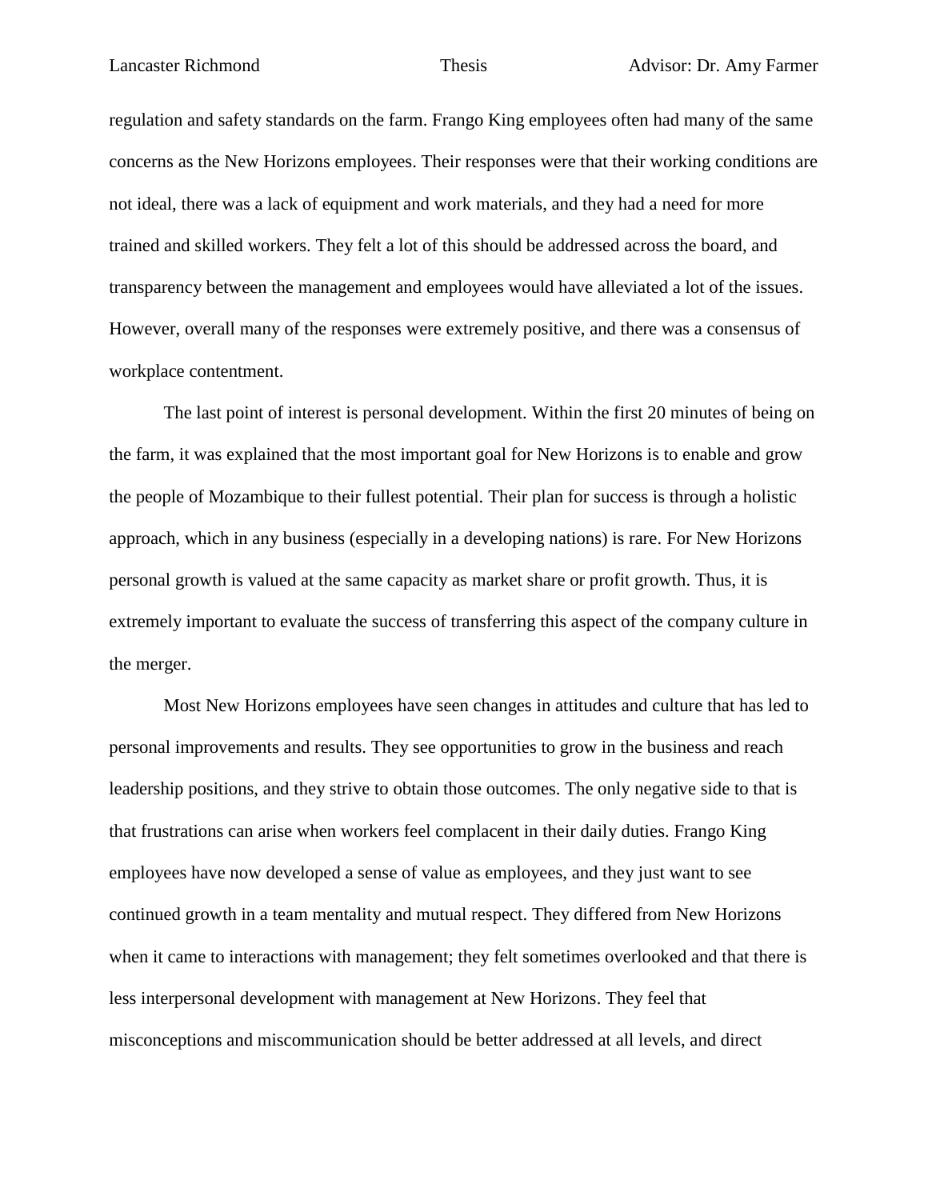regulation and safety standards on the farm. Frango King employees often had many of the same concerns as the New Horizons employees. Their responses were that their working conditions are not ideal, there was a lack of equipment and work materials, and they had a need for more trained and skilled workers. They felt a lot of this should be addressed across the board, and transparency between the management and employees would have alleviated a lot of the issues. However, overall many of the responses were extremely positive, and there was a consensus of workplace contentment.

The last point of interest is personal development. Within the first 20 minutes of being on the farm, it was explained that the most important goal for New Horizons is to enable and grow the people of Mozambique to their fullest potential. Their plan for success is through a holistic approach, which in any business (especially in a developing nations) is rare. For New Horizons personal growth is valued at the same capacity as market share or profit growth. Thus, it is extremely important to evaluate the success of transferring this aspect of the company culture in the merger.

Most New Horizons employees have seen changes in attitudes and culture that has led to personal improvements and results. They see opportunities to grow in the business and reach leadership positions, and they strive to obtain those outcomes. The only negative side to that is that frustrations can arise when workers feel complacent in their daily duties. Frango King employees have now developed a sense of value as employees, and they just want to see continued growth in a team mentality and mutual respect. They differed from New Horizons when it came to interactions with management; they felt sometimes overlooked and that there is less interpersonal development with management at New Horizons. They feel that misconceptions and miscommunication should be better addressed at all levels, and direct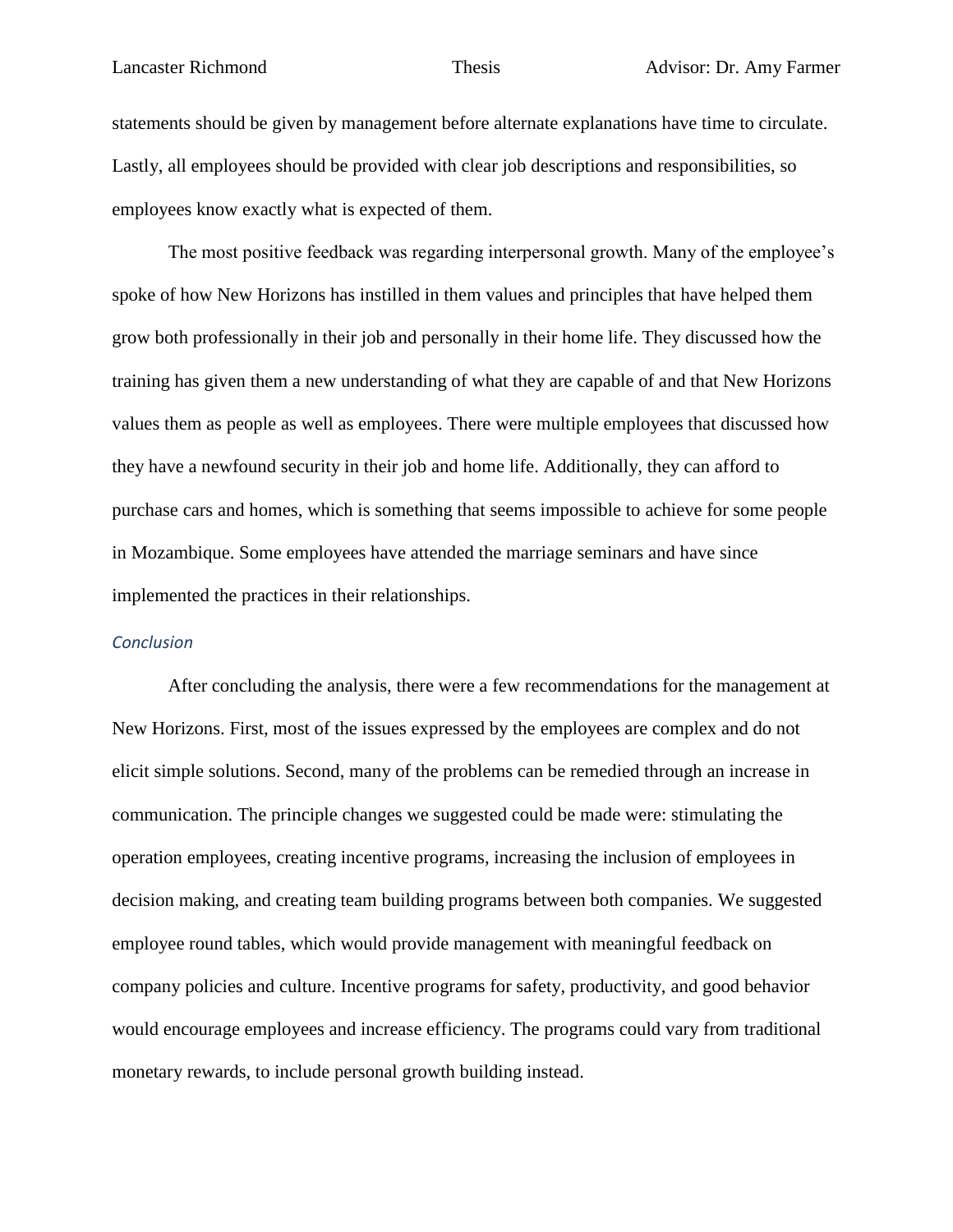statements should be given by management before alternate explanations have time to circulate. Lastly, all employees should be provided with clear job descriptions and responsibilities, so employees know exactly what is expected of them.

The most positive feedback was regarding interpersonal growth. Many of the employee's spoke of how New Horizons has instilled in them values and principles that have helped them grow both professionally in their job and personally in their home life. They discussed how the training has given them a new understanding of what they are capable of and that New Horizons values them as people as well as employees. There were multiple employees that discussed how they have a newfound security in their job and home life. Additionally, they can afford to purchase cars and homes, which is something that seems impossible to achieve for some people in Mozambique. Some employees have attended the marriage seminars and have since implemented the practices in their relationships.

### *Conclusion*

After concluding the analysis, there were a few recommendations for the management at New Horizons. First, most of the issues expressed by the employees are complex and do not elicit simple solutions. Second, many of the problems can be remedied through an increase in communication. The principle changes we suggested could be made were: stimulating the operation employees, creating incentive programs, increasing the inclusion of employees in decision making, and creating team building programs between both companies. We suggested employee round tables, which would provide management with meaningful feedback on company policies and culture. Incentive programs for safety, productivity, and good behavior would encourage employees and increase efficiency. The programs could vary from traditional monetary rewards, to include personal growth building instead.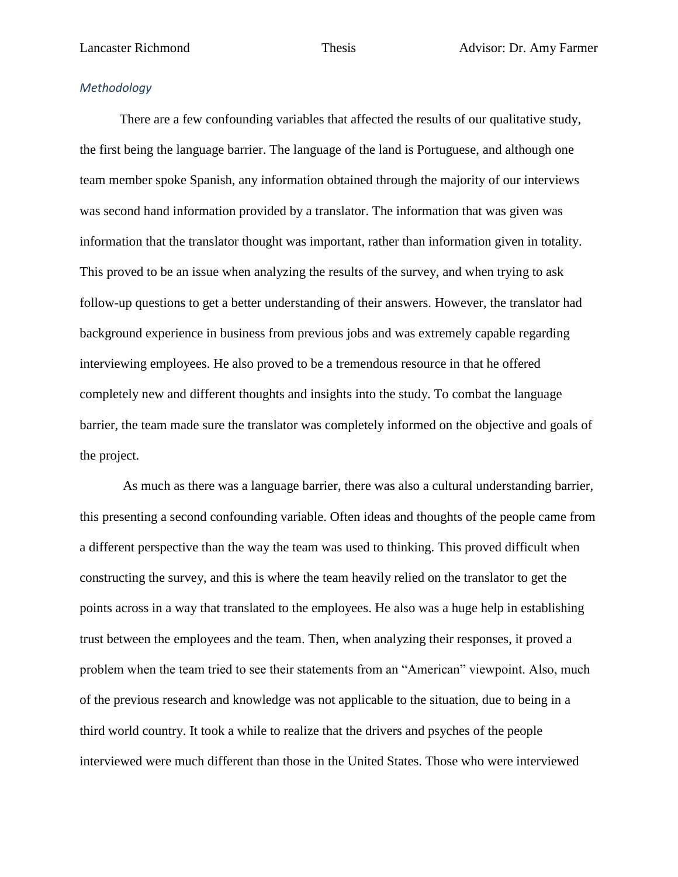*Methodology*

There are a few confounding variables that affected the results of our qualitative study, the first being the language barrier. The language of the land is Portuguese, and although one team member spoke Spanish, any information obtained through the majority of our interviews was second hand information provided by a translator. The information that was given was information that the translator thought was important, rather than information given in totality. This proved to be an issue when analyzing the results of the survey, and when trying to ask follow-up questions to get a better understanding of their answers. However, the translator had background experience in business from previous jobs and was extremely capable regarding interviewing employees. He also proved to be a tremendous resource in that he offered completely new and different thoughts and insights into the study. To combat the language barrier, the team made sure the translator was completely informed on the objective and goals of the project.

As much as there was a language barrier, there was also a cultural understanding barrier, this presenting a second confounding variable. Often ideas and thoughts of the people came from a different perspective than the way the team was used to thinking. This proved difficult when constructing the survey, and this is where the team heavily relied on the translator to get the points across in a way that translated to the employees. He also was a huge help in establishing trust between the employees and the team. Then, when analyzing their responses, it proved a problem when the team tried to see their statements from an "American" viewpoint. Also, much of the previous research and knowledge was not applicable to the situation, due to being in a third world country. It took a while to realize that the drivers and psyches of the people interviewed were much different than those in the United States. Those who were interviewed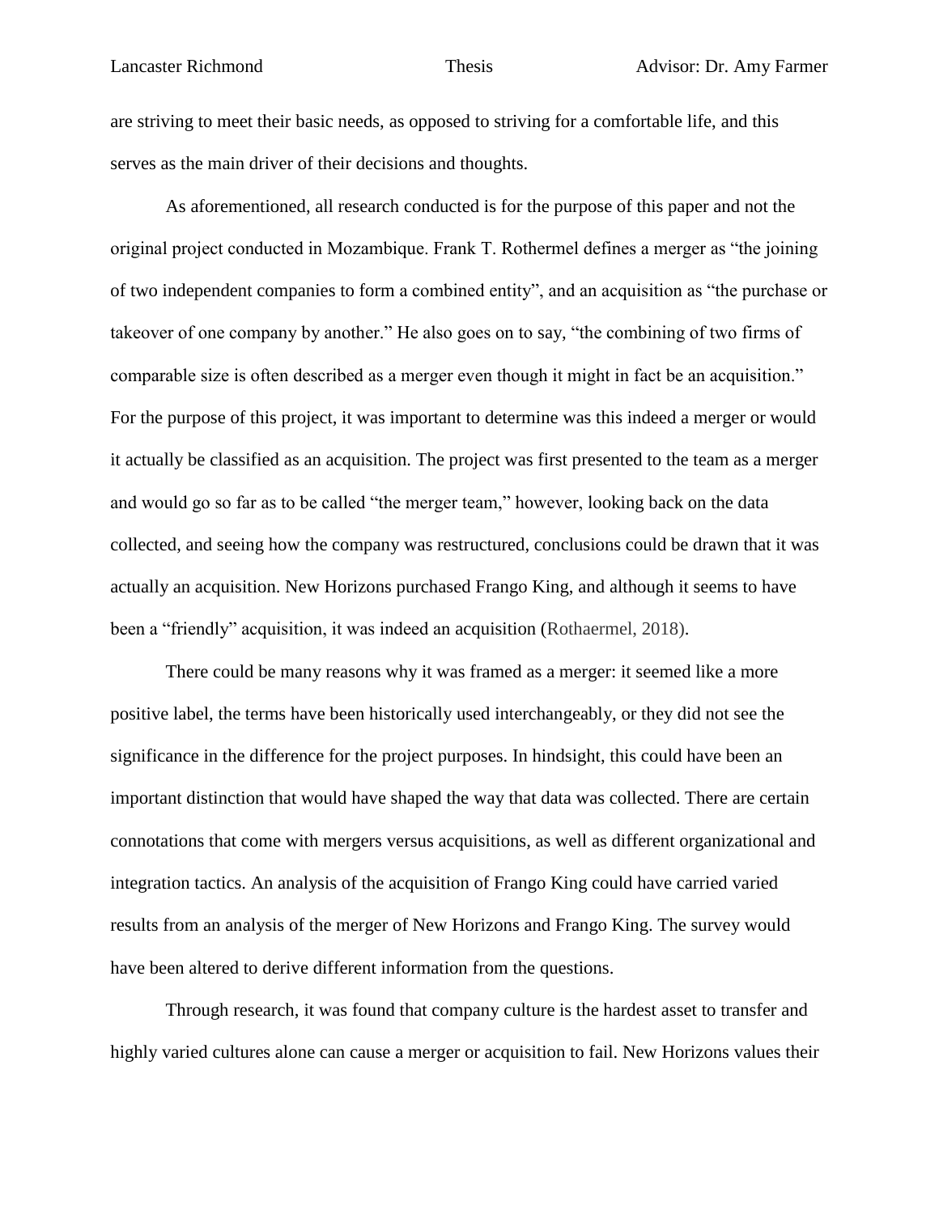are striving to meet their basic needs, as opposed to striving for a comfortable life, and this serves as the main driver of their decisions and thoughts.

As aforementioned, all research conducted is for the purpose of this paper and not the original project conducted in Mozambique. Frank T. Rothermel defines a merger as "the joining of two independent companies to form a combined entity", and an acquisition as "the purchase or takeover of one company by another." He also goes on to say, "the combining of two firms of comparable size is often described as a merger even though it might in fact be an acquisition." For the purpose of this project, it was important to determine was this indeed a merger or would it actually be classified as an acquisition. The project was first presented to the team as a merger and would go so far as to be called "the merger team," however, looking back on the data collected, and seeing how the company was restructured, conclusions could be drawn that it was actually an acquisition. New Horizons purchased Frango King, and although it seems to have been a "friendly" acquisition, it was indeed an acquisition (Rothaermel, 2018).

There could be many reasons why it was framed as a merger: it seemed like a more positive label, the terms have been historically used interchangeably, or they did not see the significance in the difference for the project purposes. In hindsight, this could have been an important distinction that would have shaped the way that data was collected. There are certain connotations that come with mergers versus acquisitions, as well as different organizational and integration tactics. An analysis of the acquisition of Frango King could have carried varied results from an analysis of the merger of New Horizons and Frango King. The survey would have been altered to derive different information from the questions.

Through research, it was found that company culture is the hardest asset to transfer and highly varied cultures alone can cause a merger or acquisition to fail. New Horizons values their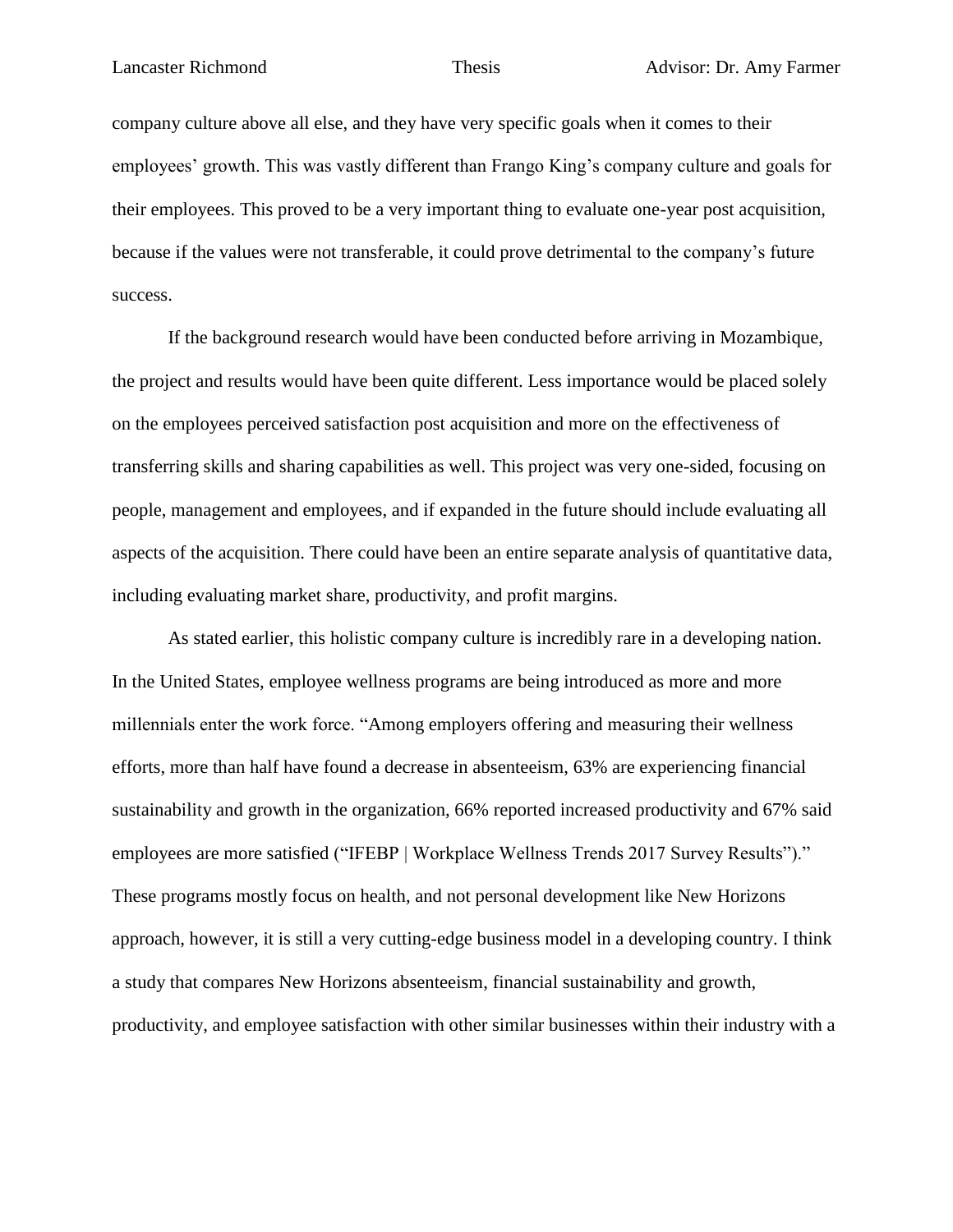company culture above all else, and they have very specific goals when it comes to their employees' growth. This was vastly different than Frango King's company culture and goals for their employees. This proved to be a very important thing to evaluate one-year post acquisition, because if the values were not transferable, it could prove detrimental to the company's future success.

If the background research would have been conducted before arriving in Mozambique, the project and results would have been quite different. Less importance would be placed solely on the employees perceived satisfaction post acquisition and more on the effectiveness of transferring skills and sharing capabilities as well. This project was very one-sided, focusing on people, management and employees, and if expanded in the future should include evaluating all aspects of the acquisition. There could have been an entire separate analysis of quantitative data, including evaluating market share, productivity, and profit margins.

As stated earlier, this holistic company culture is incredibly rare in a developing nation. In the United States, employee wellness programs are being introduced as more and more millennials enter the work force. "Among employers offering and measuring their wellness efforts, more than half have found a decrease in absenteeism, 63% are experiencing financial sustainability and growth in the organization, 66% reported increased productivity and 67% said employees are more satisfied ("IFEBP | Workplace Wellness Trends 2017 Survey Results")." These programs mostly focus on health, and not personal development like New Horizons approach, however, it is still a very cutting-edge business model in a developing country. I think a study that compares New Horizons absenteeism, financial sustainability and growth, productivity, and employee satisfaction with other similar businesses within their industry with a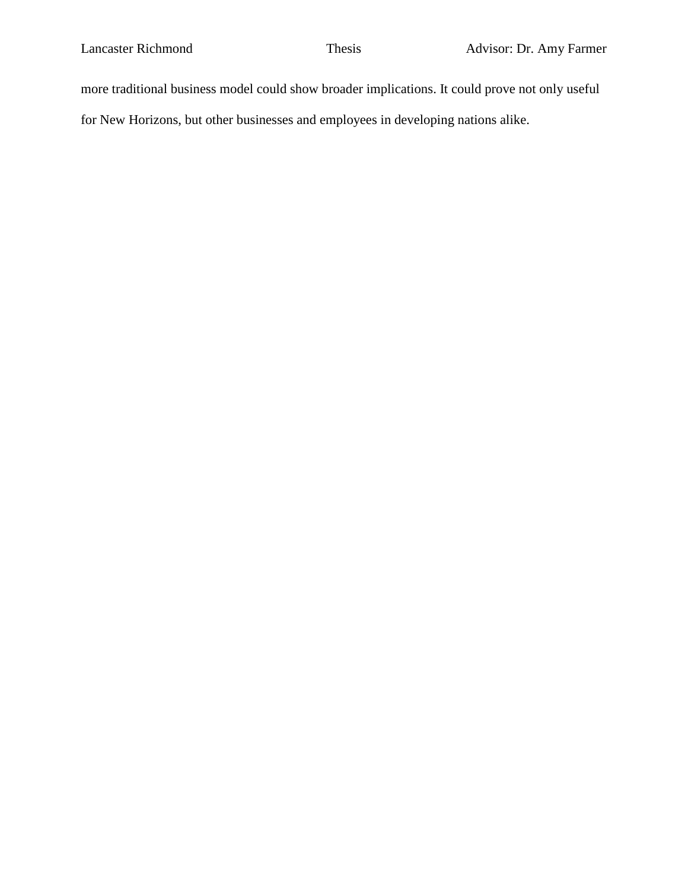more traditional business model could show broader implications. It could prove not only useful for New Horizons, but other businesses and employees in developing nations alike.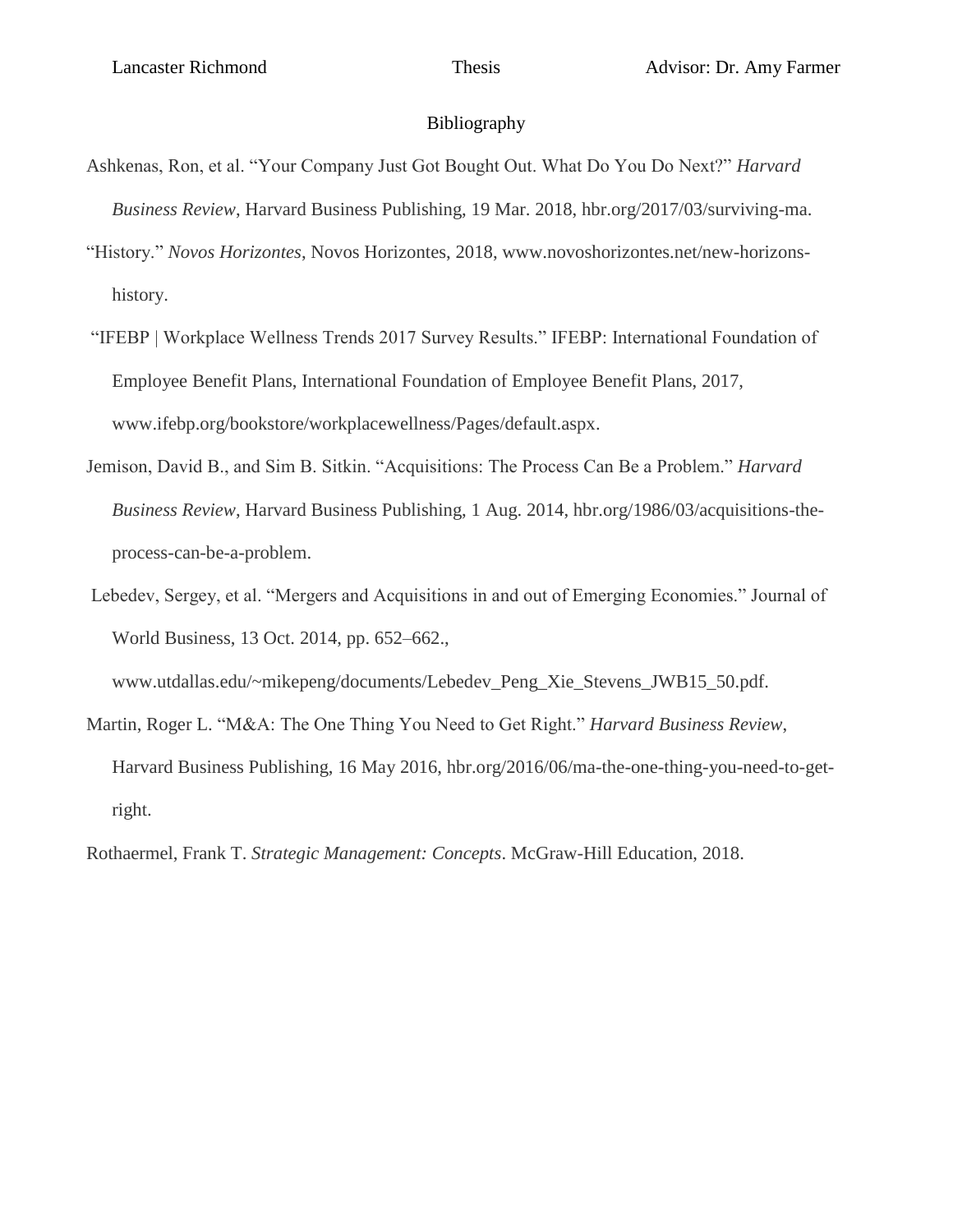## Bibliography

Ashkenas, Ron, et al. "Your Company Just Got Bought Out. What Do You Do Next?" *Harvard Business Review*, Harvard Business Publishing, 19 Mar. 2018, hbr.org/2017/03/surviving-ma.

"History." *Novos Horizontes*, Novos Horizontes, 2018, www.novoshorizontes.net/new-horizons-history.

"IFEBP | Workplace Wellness Trends 2017 Survey Results." IFEBP: International Foundation of Employee Benefit Plans, International Foundation of Employee Benefit Plans, 2017, www.ifebp.org/bookstore/workplacewellness/Pages/default.aspx.

Jemison, David B., and Sim B. Sitkin. "Acquisitions: The Process Can Be a Problem." *Harvard Business Review*, Harvard Business Publishing, 1 Aug. 2014, hbr.org/1986/03/acquisitions-the-process-can-be-a-problem.

Lebedev, Sergey, et al. "Mergers and Acquisitions in and out of Emerging Economies." Journal of World Business, 13 Oct. 2014, pp. 652–662., www.utdallas.edu/~mikepeng/documents/Lebedev_Peng_Xie_Stevens_JWB15_50.pdf.

Martin, Roger L. "M&A: The One Thing You Need to Get Right." *Harvard Business Review*, Harvard Business Publishing, 16 May 2016, hbr.org/2016/06/ma-the-one-thing-you-need-to-get-right.

Rothaermel, Frank T. *Strategic Management: Concepts*. McGraw-Hill Education, 2018.